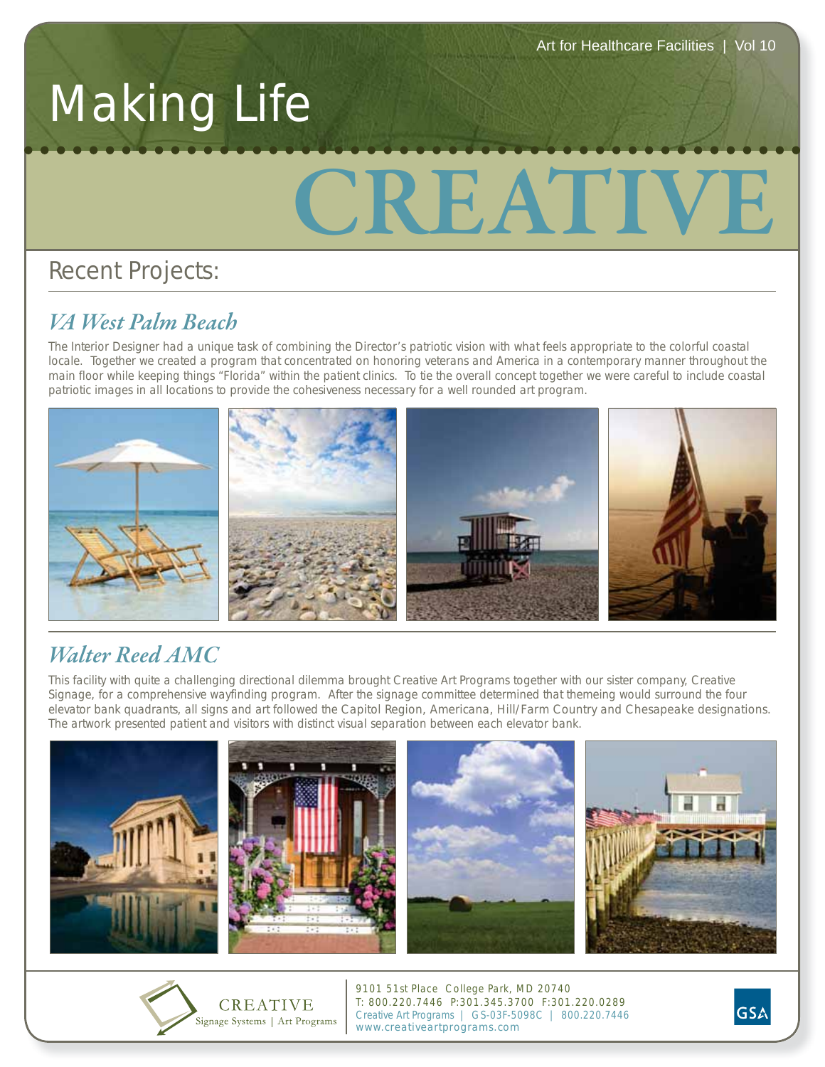Art for Healthcare Facilities | Vol 10

# Making Life CREATIVE

## Recent Projects:

### *VA West Palm Beach*

The Interior Designer had a unique task of combining the Director's patriotic vision with what feels appropriate to the colorful coastal locale. Together we created a program that concentrated on honoring veterans and America in a contemporary manner throughout the main floor while keeping things "Florida" within the patient clinics. To tie the overall concept together we were careful to include coastal patriotic images in all locations to provide the cohesiveness necessary for a well rounded art program.

### *Walter Reed AMC*

This facility with quite a challenging directional dilemma brought Creative Art Programs together with our sister company, Creative Signage, for a comprehensive wayfinding program. After the signage committee determined that themeing would surround the four elevator bank quadrants, all signs and art followed the Capitol Region, Americana, Hill/Farm Country and Chesapeake designations. The artwork presented patient and visitors with distinct visual separation between each elevator bank.

CREATIVE
Signage Systems | Art Programs

9101 51st Place College Park, MD 20740
T: 800.220.7446 P:301.345.3700 F:301.220.0289
Creative Art Programs | GS-03F-5098C | 800.220.7446
www.creativeartprograms.com

GSA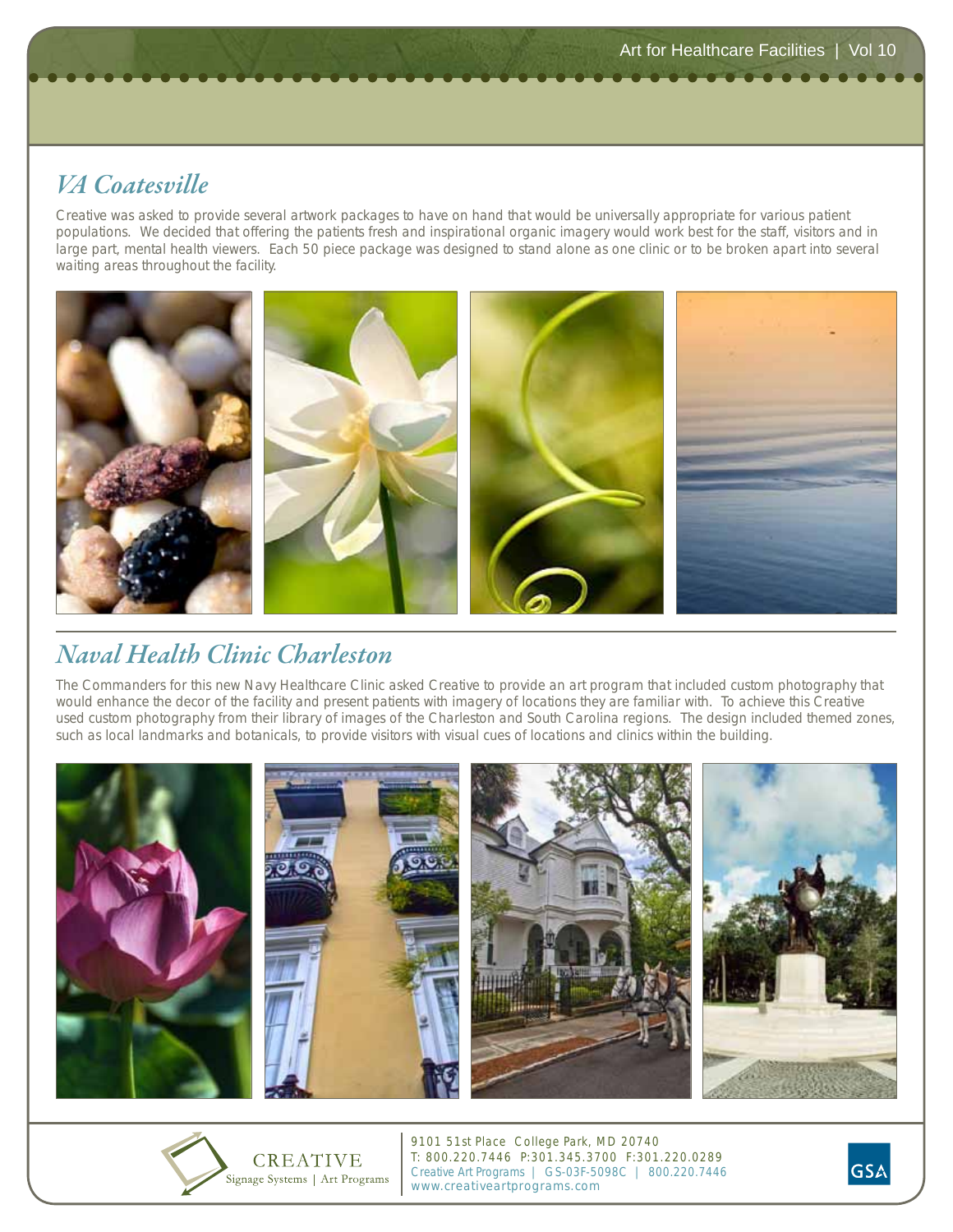## VA Coatesville

Creative was asked to provide several artwork packages to have on hand that would be universally appropriate for various patient populations. We decided that offering the patients fresh and inspirational organic imagery would work best for the staff, visitors and in large part, mental health viewers. Each 50 piece package was designed to stand alone as one clinic or to be broken apart into several waiting areas throughout the facility.

## Naval Health Clinic Charleston

The Commanders for this new Navy Healthcare Clinic asked Creative to provide an art program that included custom photography that would enhance the decor of the facility and present patients with imagery of locations they are familiar with. To achieve this Creative used custom photography from their library of images of the Charleston and South Carolina regions. The design included themed zones, such as local landmarks and botanicals, to provide visitors with visual cues of locations and clinics within the building.

CREATIVE
Signage Systems | Art Programs

9101 51st Place College Park, MD 20740
T: 800.220.7446 P:301.345.3700 F:301.220.0289
Creative Art Programs | GS-03F-5098C | 800.220.7446
www.creativeartprograms.com

GSA